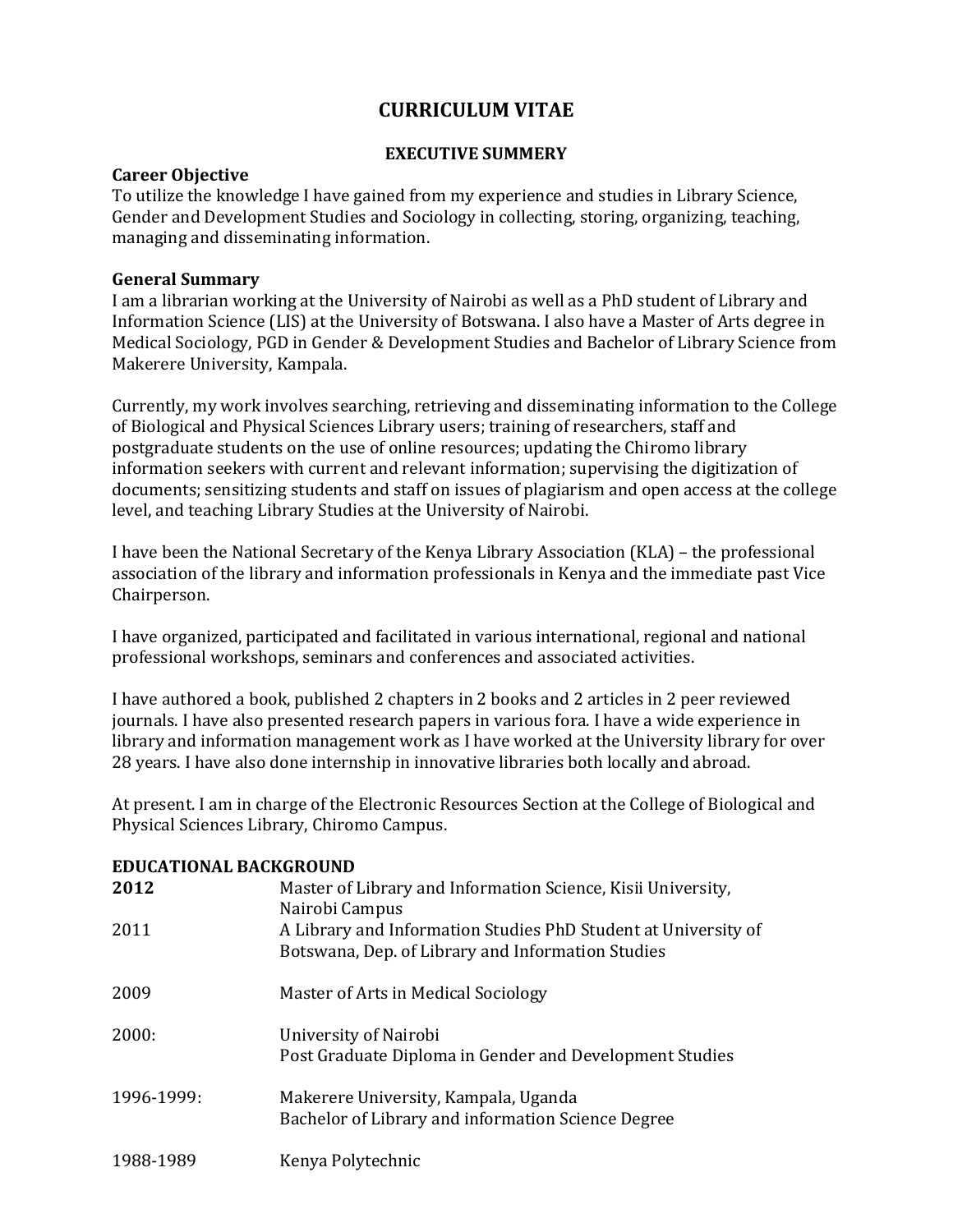# CURRICULUM VITAE

## EXECUTIVE SUMMERY

### Career Objective

To utilize the knowledge I have gained from my experience and studies in Library Science, Gender and Development Studies and Sociology in collecting, storing, organizing, teaching, managing and disseminating information.

### General Summary

I am a librarian working at the University of Nairobi as well as a PhD student of Library and Information Science (LIS) at the University of Botswana. I also have a Master of Arts degree in Medical Sociology, PGD in Gender & Development Studies and Bachelor of Library Science from Makerere University, Kampala.

Currently, my work involves searching, retrieving and disseminating information to the College of Biological and Physical Sciences Library users; training of researchers, staff and postgraduate students on the use of online resources; updating the Chiromo library information seekers with current and relevant information; supervising the digitization of documents; sensitizing students and staff on issues of plagiarism and open access at the college level, and teaching Library Studies at the University of Nairobi.

I have been the National Secretary of the Kenya Library Association (KLA) – the professional association of the library and information professionals in Kenya and the immediate past Vice Chairperson.

I have organized, participated and facilitated in various international, regional and national professional workshops, seminars and conferences and associated activities.

I have authored a book, published 2 chapters in 2 books and 2 articles in 2 peer reviewed journals. I have also presented research papers in various fora. I have a wide experience in library and information management work as I have worked at the University library for over 28 years. I have also done internship in innovative libraries both locally and abroad.

At present. I am in charge of the Electronic Resources Section at the College of Biological and Physical Sciences Library, Chiromo Campus.

### EDUCATIONAL BACKGROUND

**2012** — Master of Library and Information Science, Kisii University, Nairobi Campus

2011 — A Library and Information Studies PhD Student at University of Botswana, Dep. of Library and Information Studies

2009 — Master of Arts in Medical Sociology

2000: — University of Nairobi
Post Graduate Diploma in Gender and Development Studies

1996-1999: — Makerere University, Kampala, Uganda
Bachelor of Library and information Science Degree

1988-1989 — Kenya Polytechnic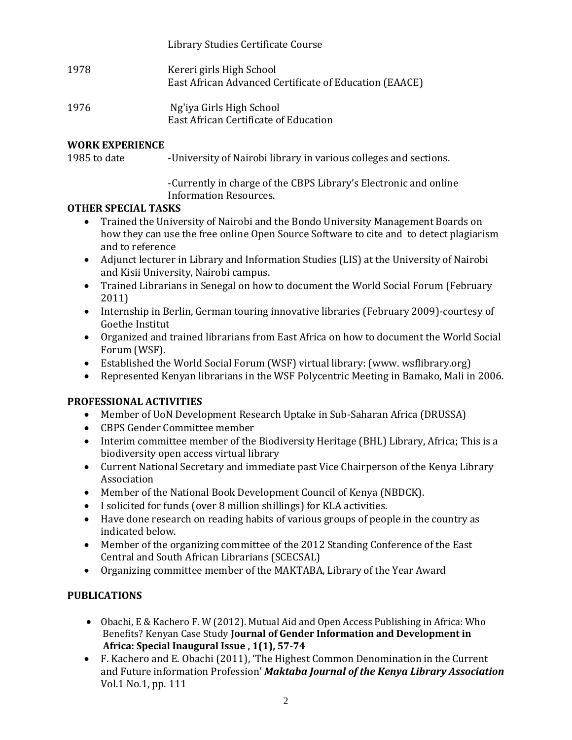Library Studies Certificate Course

1978 Kereri girls High School
East African Advanced Certificate of Education (EAACE)

1976 Ng'iya Girls High School
East African Certificate of Education

## WORK EXPERIENCE

1985 to date -University of Nairobi library in various colleges and sections.

-Currently in charge of the CBPS Library's Electronic and online Information Resources.

## OTHER SPECIAL TASKS

- Trained the University of Nairobi and the Bondo University Management Boards on how they can use the free online Open Source Software to cite and to detect plagiarism and to reference
- Adjunct lecturer in Library and Information Studies (LIS) at the University of Nairobi and Kisii University, Nairobi campus.
- Trained Librarians in Senegal on how to document the World Social Forum (February 2011)
- Internship in Berlin, German touring innovative libraries (February 2009)-courtesy of Goethe Institut
- Organized and trained librarians from East Africa on how to document the World Social Forum (WSF).
- Established the World Social Forum (WSF) virtual library: (www. wsflibrary.org)
- Represented Kenyan librarians in the WSF Polycentric Meeting in Bamako, Mali in 2006.

## PROFESSIONAL ACTIVITIES

- Member of UoN Development Research Uptake in Sub-Saharan Africa (DRUSSA)
- CBPS Gender Committee member
- Interim committee member of the Biodiversity Heritage (BHL) Library, Africa; This is a biodiversity open access virtual library
- Current National Secretary and immediate past Vice Chairperson of the Kenya Library Association
- Member of the National Book Development Council of Kenya (NBDCK).
- I solicited for funds (over 8 million shillings) for KLA activities.
- Have done research on reading habits of various groups of people in the country as indicated below.
- Member of the organizing committee of the 2012 Standing Conference of the East Central and South African Librarians (SCECSAL)
- Organizing committee member of the MAKTABA, Library of the Year Award

## PUBLICATIONS

- Obachi, E & Kachero F. W (2012). Mutual Aid and Open Access Publishing in Africa: Who Benefits? Kenyan Case Study **Journal of Gender Information and Development in Africa: Special Inaugural Issue , 1(1), 57-74**
- F. Kachero and E. Obachi (2011), 'The Highest Common Denomination in the Current and Future information Profession' ***Maktaba Journal of the Kenya Library Association*** Vol.1 No.1, pp. 111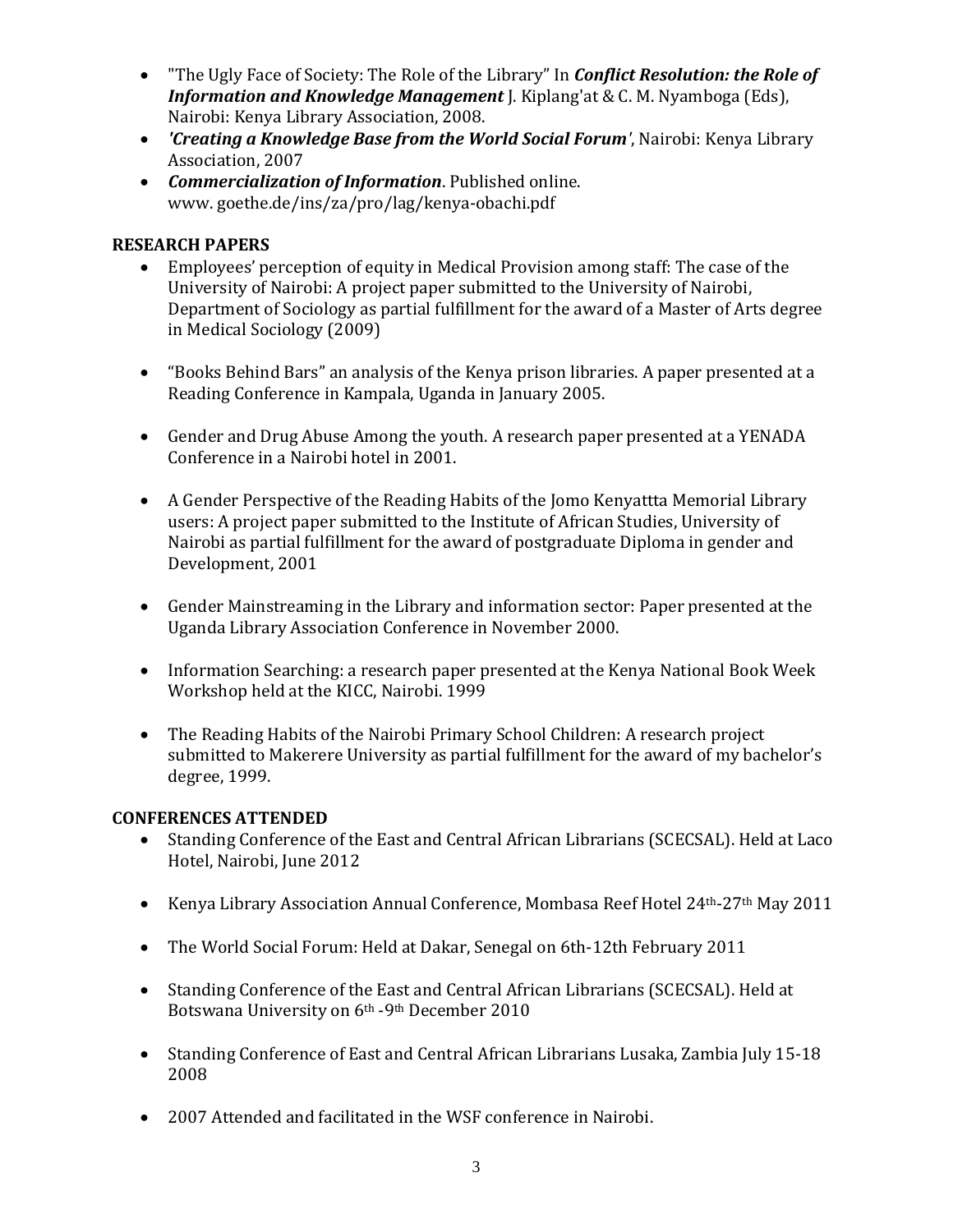- "The Ugly Face of Society: The Role of the Library" In ***Conflict Resolution: the Role of Information and Knowledge Management*** J. Kiplang'at & C. M. Nyamboga (Eds), Nairobi: Kenya Library Association, 2008.
- ***'Creating a Knowledge Base from the World Social Forum'***, Nairobi: Kenya Library Association, 2007
- ***Commercialization of Information***. Published online. www. goethe.de/ins/za/pro/lag/kenya-obachi.pdf

**RESEARCH PAPERS**

- Employees' perception of equity in Medical Provision among staff: The case of the University of Nairobi: A project paper submitted to the University of Nairobi, Department of Sociology as partial fulfillment for the award of a Master of Arts degree in Medical Sociology (2009)

- "Books Behind Bars" an analysis of the Kenya prison libraries. A paper presented at a Reading Conference in Kampala, Uganda in January 2005.

- Gender and Drug Abuse Among the youth. A research paper presented at a YENADA Conference in a Nairobi hotel in 2001.

- A Gender Perspective of the Reading Habits of the Jomo Kenyattta Memorial Library users: A project paper submitted to the Institute of African Studies, University of Nairobi as partial fulfillment for the award of postgraduate Diploma in gender and Development, 2001

- Gender Mainstreaming in the Library and information sector: Paper presented at the Uganda Library Association Conference in November 2000.

- Information Searching: a research paper presented at the Kenya National Book Week Workshop held at the KICC, Nairobi. 1999

- The Reading Habits of the Nairobi Primary School Children: A research project submitted to Makerere University as partial fulfillment for the award of my bachelor's degree, 1999.

**CONFERENCES ATTENDED**

- Standing Conference of the East and Central African Librarians (SCECSAL). Held at Laco Hotel, Nairobi, June 2012

- Kenya Library Association Annual Conference, Mombasa Reef Hotel 24th-27th May 2011

- The World Social Forum: Held at Dakar, Senegal on 6th-12th February 2011

- Standing Conference of the East and Central African Librarians (SCECSAL). Held at Botswana University on 6th -9th December 2010

- Standing Conference of East and Central African Librarians Lusaka, Zambia July 15-18 2008

- 2007 Attended and facilitated in the WSF conference in Nairobi.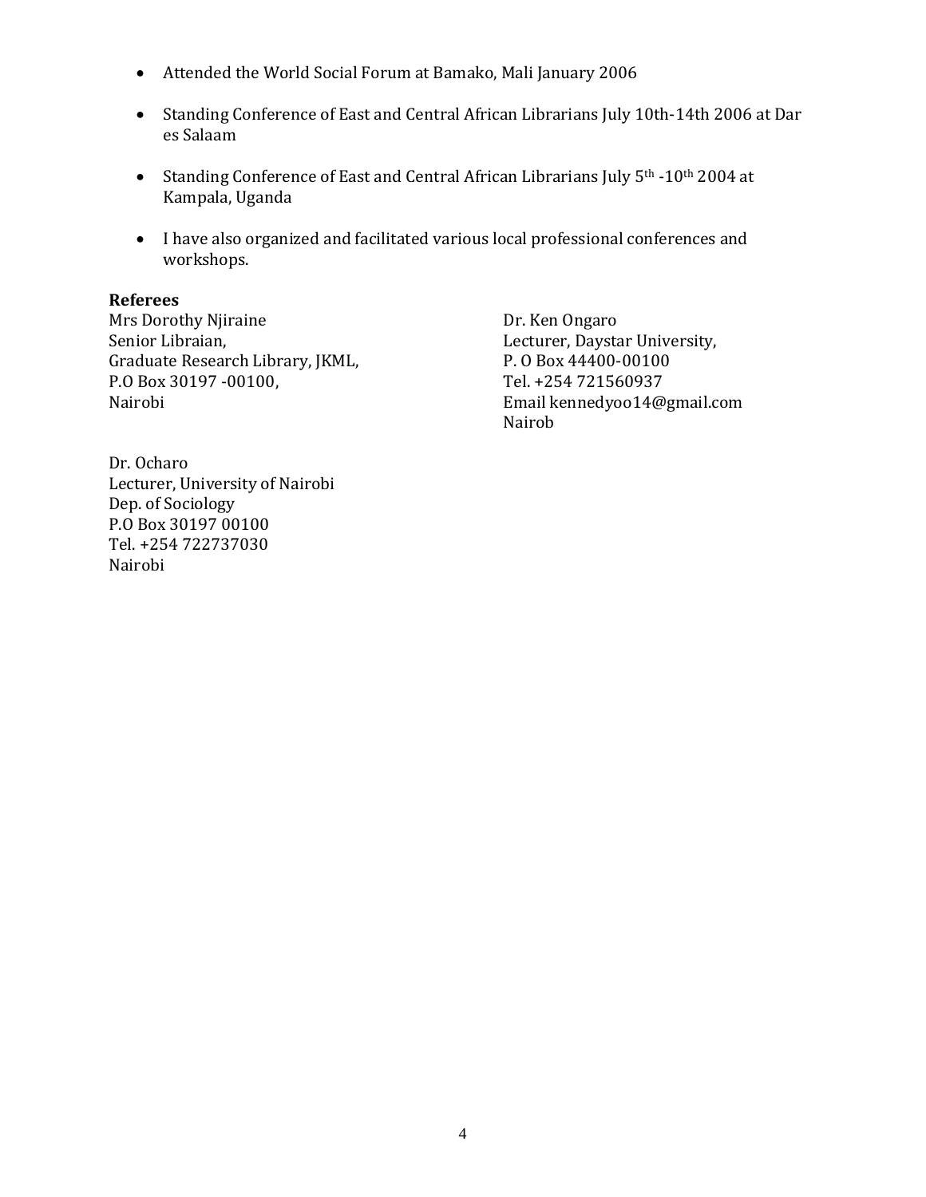- Attended the World Social Forum at Bamako, Mali January 2006
- Standing Conference of East and Central African Librarians July 10th-14th 2006 at Dar es Salaam
- Standing Conference of East and Central African Librarians July 5th -10th 2004 at Kampala, Uganda
- I have also organized and facilitated various local professional conferences and workshops.

**Referees**

Mrs Dorothy Njiraine
Senior Libraian,
Graduate Research Library, JKML,
P.O Box 30197 -00100,
Nairobi

Dr. Ken Ongaro
Lecturer, Daystar University,
P. O Box 44400-00100
Tel. +254 721560937
Email kennedyoo14@gmail.com
Nairob

Dr. Ocharo
Lecturer, University of Nairobi
Dep. of Sociology
P.O Box 30197 00100
Tel. +254 722737030
Nairobi